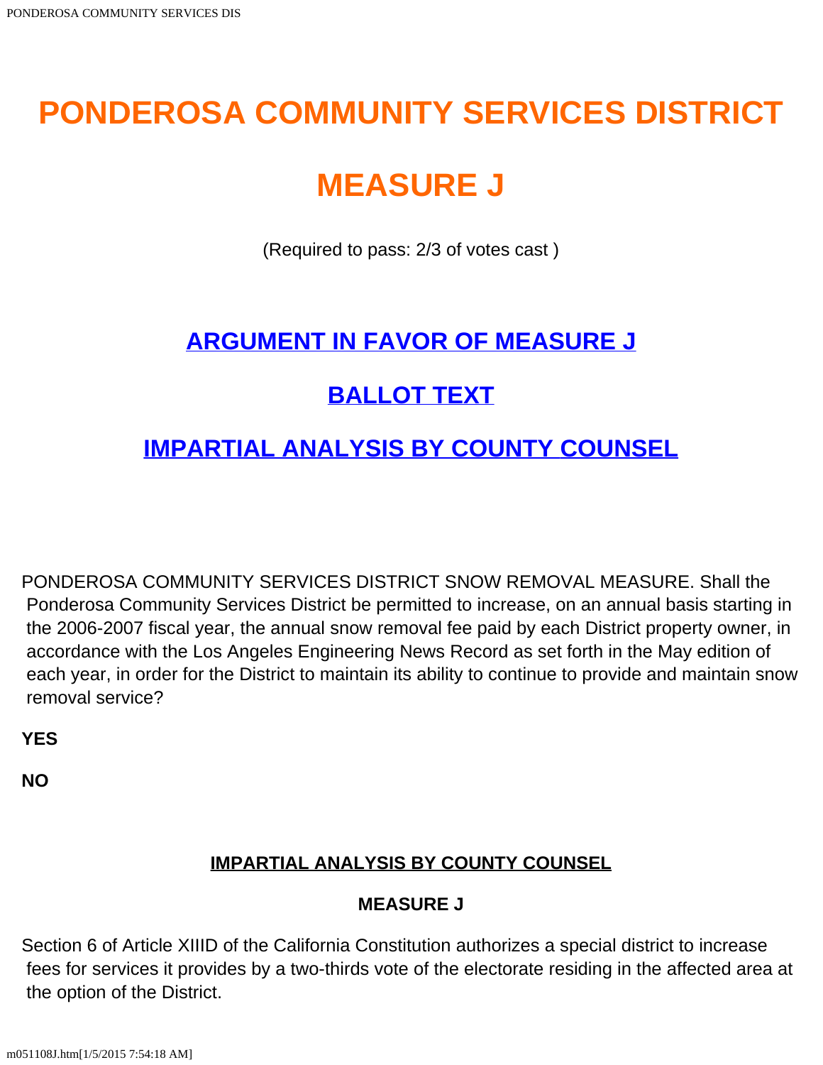# PONDEROSA COMMUNITY SERVICES DISTRICT

# MEASURE J

(Required to pass: 2/3 of votes cast )

## ARGUMENT IN FAVOR OF MEASURE J

## BALLOT TEXT

## IMPARTIAL ANALYSIS BY COUNTY COUNSEL

PONDEROSA COMMUNITY SERVICES DISTRICT SNOW REMOVAL MEASURE. Shall the Ponderosa Community Services District be permitted to increase, on an annual basis starting in the 2006-2007 fiscal year, the annual snow removal fee paid by each District property owner, in accordance with the Los Angeles Engineering News Record as set forth in the May edition of each year, in order for the District to maintain its ability to continue to provide and maintain snow removal service?

**YES**

**NO**

### IMPARTIAL ANALYSIS BY COUNTY COUNSEL

**MEASURE J**

Section 6 of Article XIIID of the California Constitution authorizes a special district to increase fees for services it provides by a two-thirds vote of the electorate residing in the affected area at the option of the District.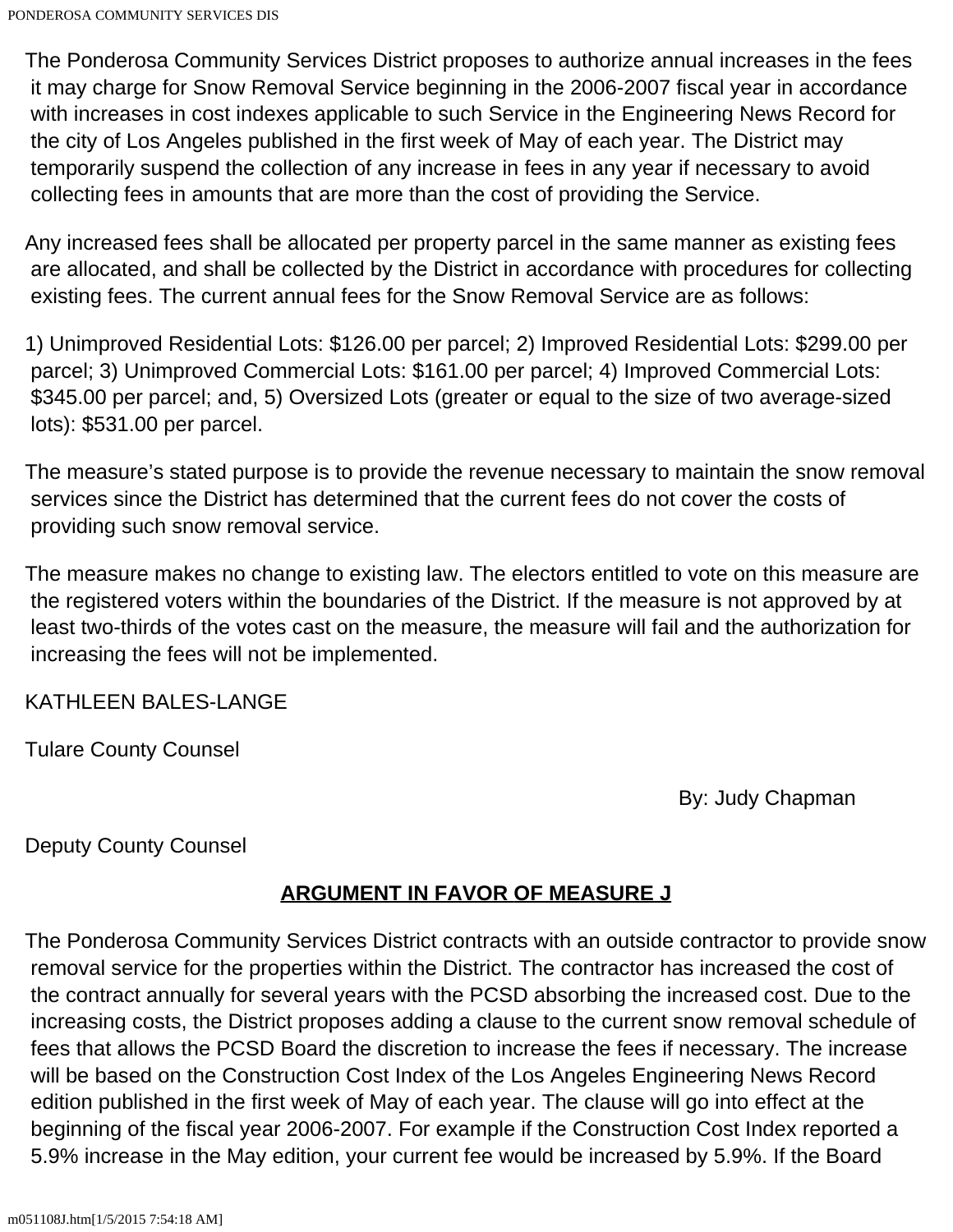The Ponderosa Community Services District proposes to authorize annual increases in the fees it may charge for Snow Removal Service beginning in the 2006-2007 fiscal year in accordance with increases in cost indexes applicable to such Service in the Engineering News Record for the city of Los Angeles published in the first week of May of each year. The District may temporarily suspend the collection of any increase in fees in any year if necessary to avoid collecting fees in amounts that are more than the cost of providing the Service.

Any increased fees shall be allocated per property parcel in the same manner as existing fees are allocated, and shall be collected by the District in accordance with procedures for collecting existing fees. The current annual fees for the Snow Removal Service are as follows:

1) Unimproved Residential Lots: $126.00 per parcel; 2) Improved Residential Lots: $299.00 per parcel; 3) Unimproved Commercial Lots: $161.00 per parcel; 4) Improved Commercial Lots: $345.00 per parcel; and, 5) Oversized Lots (greater or equal to the size of two average-sized lots): $531.00 per parcel.

The measure's stated purpose is to provide the revenue necessary to maintain the snow removal services since the District has determined that the current fees do not cover the costs of providing such snow removal service.

The measure makes no change to existing law. The electors entitled to vote on this measure are the registered voters within the boundaries of the District. If the measure is not approved by at least two-thirds of the votes cast on the measure, the measure will fail and the authorization for increasing the fees will not be implemented.

KATHLEEN BALES-LANGE

Tulare County Counsel

By: Judy Chapman

Deputy County Counsel

## ARGUMENT IN FAVOR OF MEASURE J

The Ponderosa Community Services District contracts with an outside contractor to provide snow removal service for the properties within the District. The contractor has increased the cost of the contract annually for several years with the PCSD absorbing the increased cost. Due to the increasing costs, the District proposes adding a clause to the current snow removal schedule of fees that allows the PCSD Board the discretion to increase the fees if necessary. The increase will be based on the Construction Cost Index of the Los Angeles Engineering News Record edition published in the first week of May of each year. The clause will go into effect at the beginning of the fiscal year 2006-2007. For example if the Construction Cost Index reported a 5.9% increase in the May edition, your current fee would be increased by 5.9%. If the Board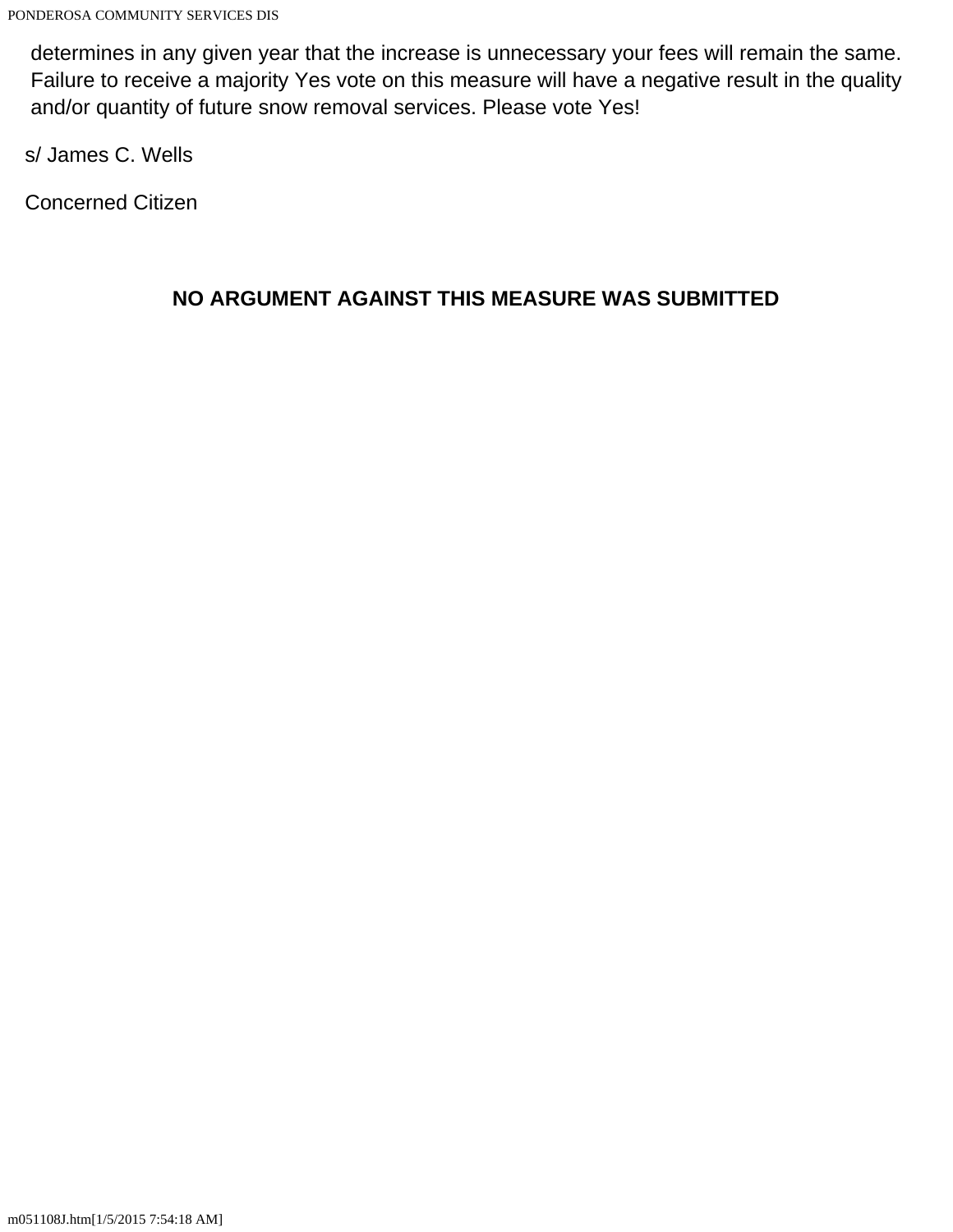determines in any given year that the increase is unnecessary your fees will remain the same. Failure to receive a majority Yes vote on this measure will have a negative result in the quality and/or quantity of future snow removal services. Please vote Yes!

s/ James C. Wells

Concerned Citizen

**NO ARGUMENT AGAINST THIS MEASURE WAS SUBMITTED**